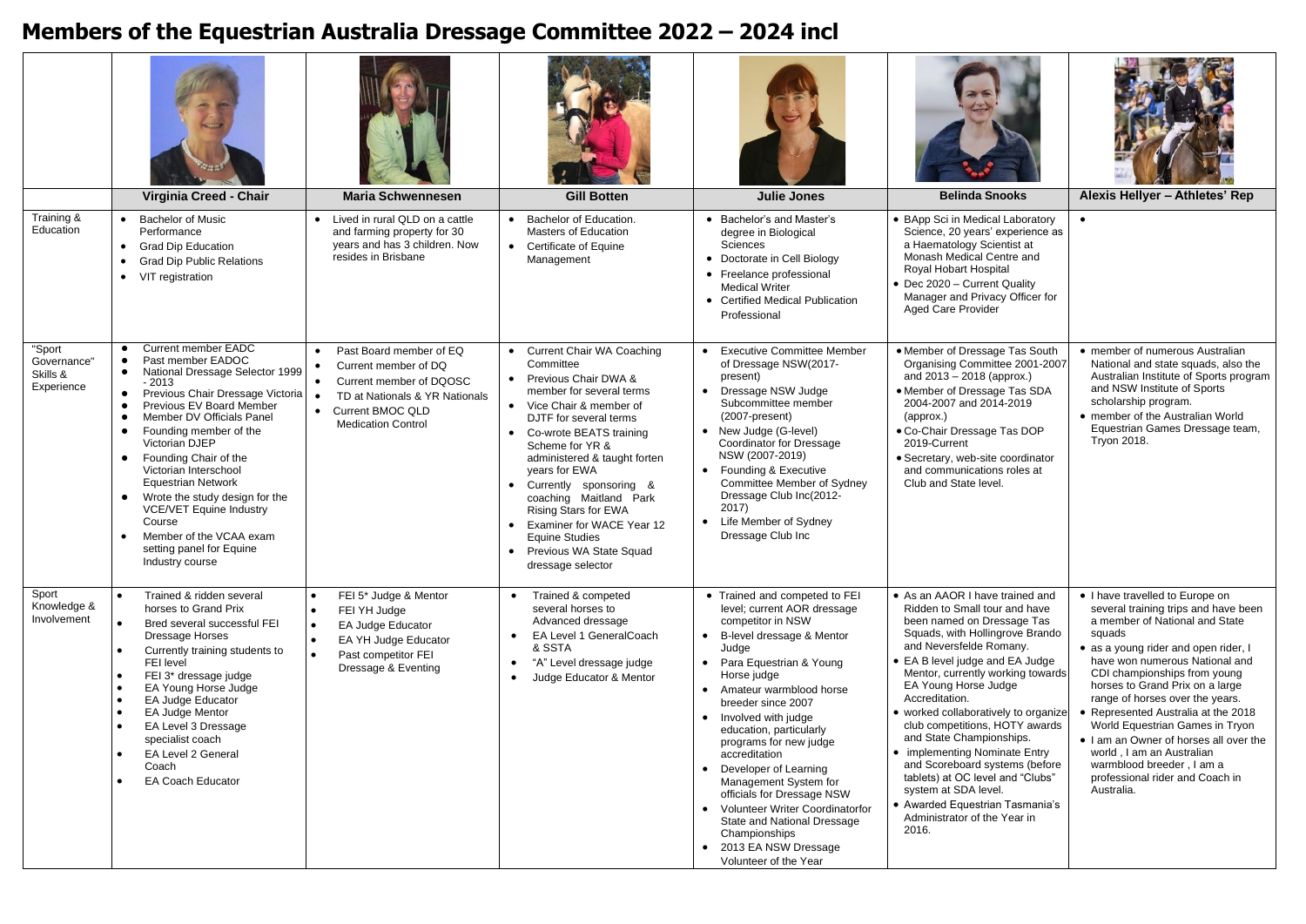# Members of the Equestrian Australia Dressage Committee 2022 – 2024 incl

| | Virginia Creed - Chair | Maria Schwennesen | Gill Botten | Julie Jones | Belinda Snooks | Alexis Hellyer – Athletes' Rep |
|---|---|---|---|---|---|---|
| Training & Education | • Bachelor of Music Performance<br>• Grad Dip Education<br>• Grad Dip Public Relations<br>• VIT registration | • Lived in rural QLD on a cattle and farming property for 30 years and has 3 children. Now resides in Brisbane | • Bachelor of Education. Masters of Education<br>• Certificate of Equine Management | • Bachelor's and Master's degree in Biological Sciences<br>• Doctorate in Cell Biology<br>• Freelance professional Medical Writer<br>• Certified Medical Publication Professional | • BApp Sci in Medical Laboratory Science, 20 years' experience as a Haematology Scientist at Monash Medical Centre and Royal Hobart Hospital<br>• Dec 2020 – Current Quality Manager and Privacy Officer for Aged Care Provider | • |
| "Sport Governance" Skills & Experience | • Current member EADC<br>• Past member EADOC<br>• National Dressage Selector 1999 - 2013<br>• Previous Chair Dressage Victoria<br>• Previous EV Board Member<br>• Member DV Officials Panel<br>• Founding member of the Victorian DJEP<br>• Founding Chair of the Victorian Interschool Equestrian Network<br>• Wrote the study design for the VCE/VET Equine Industry Course<br>• Member of the VCAA exam setting panel for Equine Industry course | • Past Board member of EQ<br>• Current member of DQ<br>• Current member of DQOSC<br>• TD at Nationals & YR Nationals<br>• Current BMOC QLD Medication Control | • Current Chair WA Coaching Committee<br>• Previous Chair DWA & member for several terms<br>• Vice Chair & member of DJTF for several terms<br>• Co-wrote BEATS training Scheme for YR & administered & taught forten years for EWA<br>• Currently sponsoring & coaching Maitland Park Rising Stars for EWA<br>• Examiner for WACE Year 12 Equine Studies<br>• Previous WA State Squad dressage selector | • Executive Committee Member of Dressage NSW(2017-present)<br>• Dressage NSW Judge Subcommittee member (2007-present)<br>• New Judge (G-level) Coordinator for Dressage NSW (2007-2019)<br>• Founding & Executive Committee Member of Sydney Dressage Club Inc(2012-2017)<br>• Life Member of Sydney Dressage Club Inc | • Member of Dressage Tas South Organising Committee 2001-2007 and 2013 – 2018 (approx.)<br>• Member of Dressage Tas SDA 2004-2007 and 2014-2019<br>• Co-Chair Dressage Tas DOP 2019-Current<br>• Secretary, web-site coordinator and communications roles at Club and State level. | • member of numerous Australian National and state squads, also the Australian Institute of Sports program and NSW Institute of Sports scholarship program.<br>• member of the Australian World Equestrian Games Dressage team, Tryon 2018. |
| Sport Knowledge & Involvement | • Trained & ridden several horses to Grand Prix<br>• Bred several successful FEI Dressage Horses<br>• Currently training students to FEI level<br>• FEI 3* dressage judge<br>• EA Young Horse Judge<br>• EA Judge Educator<br>• EA Judge Mentor<br>• EA Level 3 Dressage specialist coach<br>• EA Level 2 General Coach<br>• EA Coach Educator | • FEI 5* Judge & Mentor<br>• FEI YH Judge<br>• EA Judge Educator<br>• EA YH Judge Educator<br>• Past competitor FEI Dressage & Eventing | • Trained & competed several horses to Advanced dressage<br>• EA Level 1 GeneralCoach & SSTA<br>• "A" Level dressage judge<br>• Judge Educator & Mentor | • Trained and competed to FEI level; current AOR dressage competitor in NSW<br>• B-level dressage & Mentor Judge<br>• Para Equestrian & Young Horse judge<br>• Amateur warmblood horse breeder since 2007<br>• Involved with judge education, particularly programs for new judge accreditation<br>• Developer of Learning Management System for officials for Dressage NSW<br>• Volunteer Writer Coordinatorfor State and National Dressage Championships<br>• 2013 EA NSW Dressage Volunteer of the Year | • As an AAOR I have trained and Ridden to Small tour and have been named on Dressage Tas Squads, with Hollingrove Brando and Neversfelde Romany.<br>• EA B level judge and EA Judge Mentor, currently working towards EA Young Horse Judge Accreditation.<br>• worked collaboratively to organize club competitions, HOTY awards and State Championships.<br>• implementing Nominate Entry and Scoreboard systems (before tablets) at OC level and "Clubs" system at SDA level.<br>• Awarded Equestrian Tasmania's Administrator of the Year in 2016. | • I have travelled to Europe on several training trips and have been a member of National and State squads<br>• as a young rider and open rider, I have won numerous National and CDI championships from young horses to Grand Prix on a large range of horses over the years.<br>• Represented Australia at the 2018 World Equestrian Games in Tryon<br>• I am an Owner of horses all over the world , I am an Australian warmblood breeder , I am a professional rider and Coach in Australia. |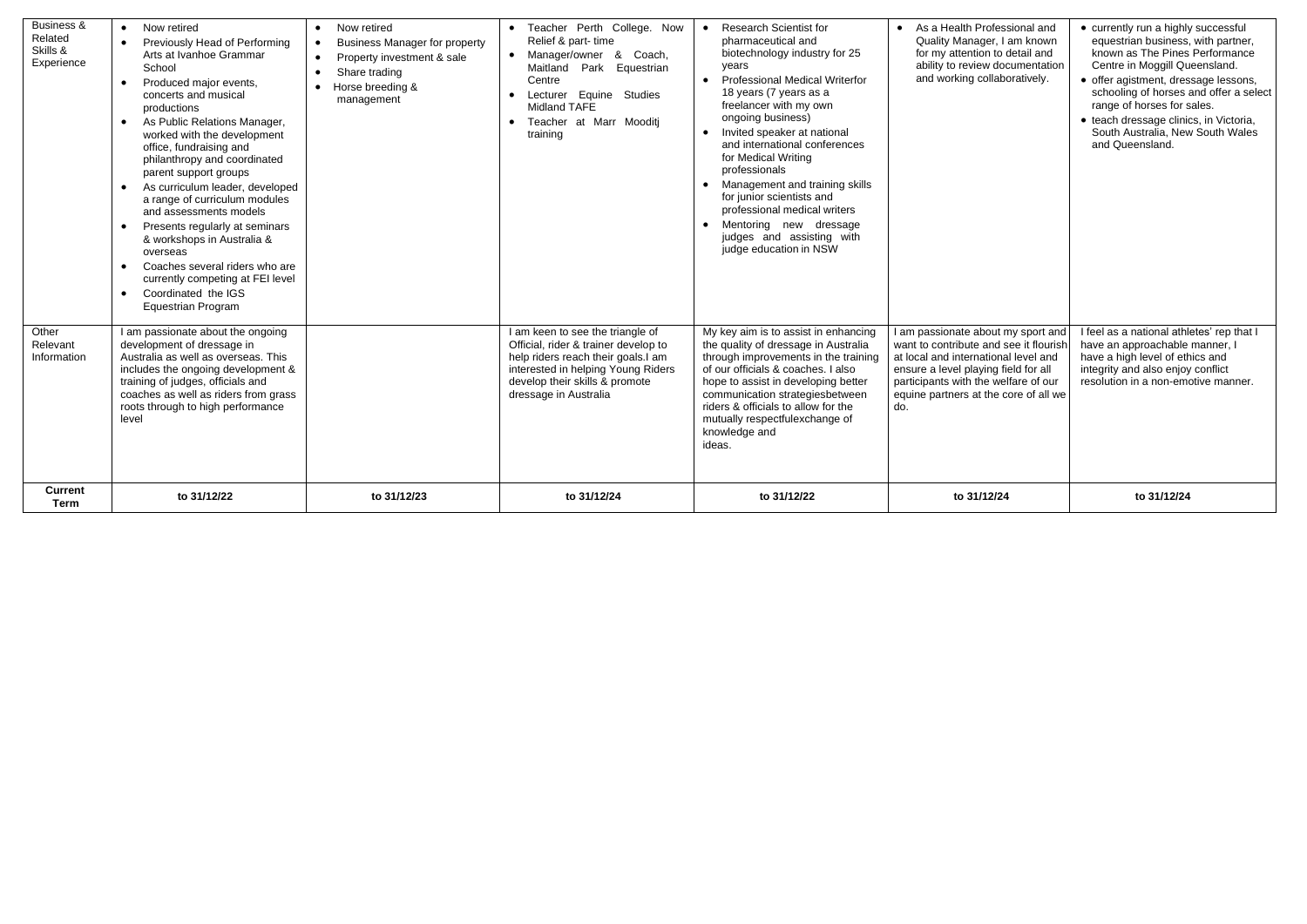| | | | | | | |
|---|---|---|---|---|---|---|
| Business & Related Skills & Experience | • Now retired<br>• Previously Head of Performing Arts at Ivanhoe Grammar School<br>• Produced major events, concerts and musical productions<br>• As Public Relations Manager, worked with the development office, fundraising and philanthropy and coordinated parent support groups<br>• As curriculum leader, developed a range of curriculum modules and assessments models<br>• Presents regularly at seminars & workshops in Australia & overseas<br>• Coaches several riders who are currently competing at FEI level<br>• Coordinated the IGS Equestrian Program | • Now retired<br>• Business Manager for property<br>• Property investment & sale<br>• Share trading<br>• Horse breeding & management | • Teacher Perth College. Now Relief & part- time<br>• Manager/owner & Coach, Maitland Park Equestrian Centre<br>• Lecturer Equine Studies Midland TAFE<br>• Teacher at Marr Mooditj training | • Research Scientist for pharmaceutical and biotechnology industry for 25 years<br>• Professional Medical Writerfor 18 years (7 years as a freelancer with my own ongoing business)<br>• Invited speaker at national and international conferences for Medical Writing professionals<br>• Management and training skills for junior scientists and professional medical writers<br>• Mentoring new dressage judges and assisting with judge education in NSW | • As a Health Professional and Quality Manager, I am known for my attention to detail and ability to review documentation and working collaboratively. | • currently run a highly successful equestrian business, with partner, known as The Pines Performance Centre in Moggill Queensland.<br>• offer agistment, dressage lessons, schooling of horses and offer a select range of horses for sales.<br>• teach dressage clinics, in Victoria, South Australia, New South Wales and Queensland. |
| Other Relevant Information | I am passionate about the ongoing development of dressage in Australia as well as overseas. This includes the ongoing development & training of judges, officials and coaches as well as riders from grass roots through to high performance level | | I am keen to see the triangle of Official, rider & trainer develop to help riders reach their goals.I am interested in helping Young Riders develop their skills & promote dressage in Australia | My key aim is to assist in enhancing the quality of dressage in Australia through improvements in the training of our officials & coaches. I also hope to assist in developing better communication strategiesbetween riders & officials to allow for the mutually respectfulexchange of knowledge and ideas. | I am passionate about my sport and want to contribute and see it flourish at local and international level and ensure a level playing field for all participants with the welfare of our equine partners at the core of all we do. | I feel as a national athletes' rep that I have an approachable manner, I have a high level of ethics and integrity and also enjoy conflict resolution in a non-emotive manner. |
| **Current Term** | **to 31/12/22** | **to 31/12/23** | **to 31/12/24** | **to 31/12/22** | **to 31/12/24** | **to 31/12/24** |